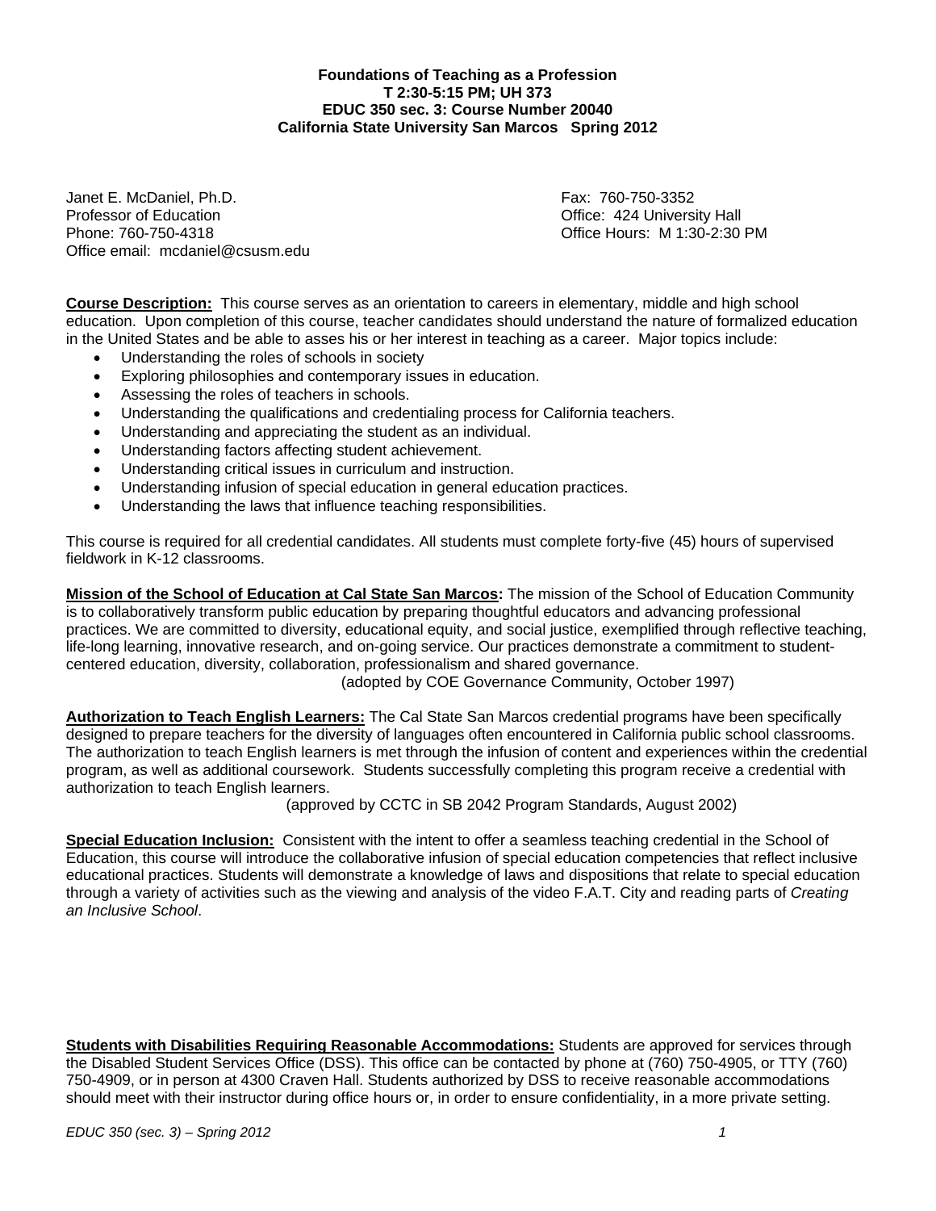# Foundations of Teaching as a Profession

**T 2:30-5:15 PM; UH 373**
**EDUC 350 sec. 3: Course Number 20040**
**California State University San Marcos Spring 2012**

Janet E. McDaniel, Ph.D.
Professor of Education
Phone: 760-750-4318
Office email: mcdaniel@csusm.edu

Fax: 760-750-3352
Office: 424 University Hall
Office Hours: M 1:30-2:30 PM

**Course Description:** This course serves as an orientation to careers in elementary, middle and high school education. Upon completion of this course, teacher candidates should understand the nature of formalized education in the United States and be able to asses his or her interest in teaching as a career. Major topics include:

- Understanding the roles of schools in society
- Exploring philosophies and contemporary issues in education.
- Assessing the roles of teachers in schools.
- Understanding the qualifications and credentialing process for California teachers.
- Understanding and appreciating the student as an individual.
- Understanding factors affecting student achievement.
- Understanding critical issues in curriculum and instruction.
- Understanding infusion of special education in general education practices.
- Understanding the laws that influence teaching responsibilities.

This course is required for all credential candidates. All students must complete forty-five (45) hours of supervised fieldwork in K-12 classrooms.

**Mission of the School of Education at Cal State San Marcos:** The mission of the School of Education Community is to collaboratively transform public education by preparing thoughtful educators and advancing professional practices. We are committed to diversity, educational equity, and social justice, exemplified through reflective teaching, life-long learning, innovative research, and on-going service. Our practices demonstrate a commitment to student-centered education, diversity, collaboration, professionalism and shared governance.
(adopted by COE Governance Community, October 1997)

**Authorization to Teach English Learners:** The Cal State San Marcos credential programs have been specifically designed to prepare teachers for the diversity of languages often encountered in California public school classrooms. The authorization to teach English learners is met through the infusion of content and experiences within the credential program, as well as additional coursework. Students successfully completing this program receive a credential with authorization to teach English learners.
(approved by CCTC in SB 2042 Program Standards, August 2002)

**Special Education Inclusion:** Consistent with the intent to offer a seamless teaching credential in the School of Education, this course will introduce the collaborative infusion of special education competencies that reflect inclusive educational practices. Students will demonstrate a knowledge of laws and dispositions that relate to special education through a variety of activities such as the viewing and analysis of the video F.A.T. City and reading parts of *Creating an Inclusive School*.

**Students with Disabilities Requiring Reasonable Accommodations:** Students are approved for services through the Disabled Student Services Office (DSS). This office can be contacted by phone at (760) 750-4905, or TTY (760) 750-4909, or in person at 4300 Craven Hall. Students authorized by DSS to receive reasonable accommodations should meet with their instructor during office hours or, in order to ensure confidentiality, in a more private setting.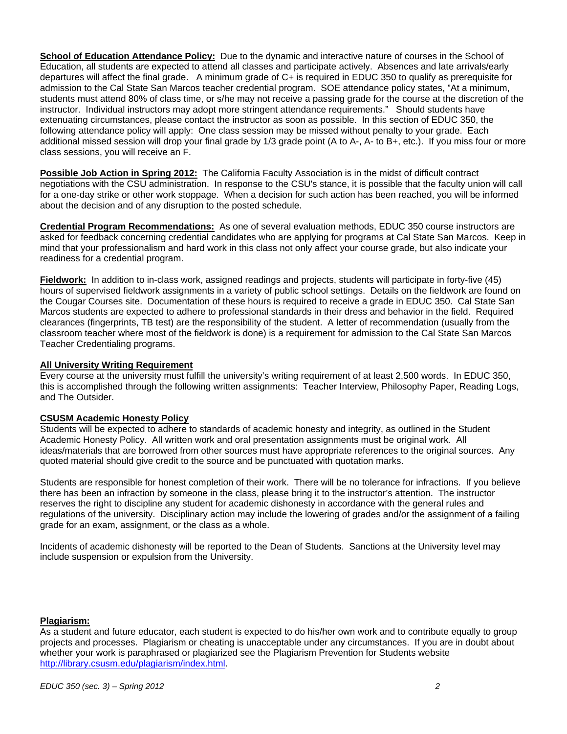**School of Education Attendance Policy:** Due to the dynamic and interactive nature of courses in the School of Education, all students are expected to attend all classes and participate actively. Absences and late arrivals/early departures will affect the final grade. A minimum grade of C+ is required in EDUC 350 to qualify as prerequisite for admission to the Cal State San Marcos teacher credential program. SOE attendance policy states, "At a minimum, students must attend 80% of class time, or s/he may not receive a passing grade for the course at the discretion of the instructor. Individual instructors may adopt more stringent attendance requirements." Should students have extenuating circumstances, please contact the instructor as soon as possible. In this section of EDUC 350, the following attendance policy will apply: One class session may be missed without penalty to your grade. Each additional missed session will drop your final grade by 1/3 grade point (A to A-, A- to B+, etc.). If you miss four or more class sessions, you will receive an F.

**Possible Job Action in Spring 2012:** The California Faculty Association is in the midst of difficult contract negotiations with the CSU administration. In response to the CSU's stance, it is possible that the faculty union will call for a one-day strike or other work stoppage. When a decision for such action has been reached, you will be informed about the decision and of any disruption to the posted schedule.

**Credential Program Recommendations:** As one of several evaluation methods, EDUC 350 course instructors are asked for feedback concerning credential candidates who are applying for programs at Cal State San Marcos. Keep in mind that your professionalism and hard work in this class not only affect your course grade, but also indicate your readiness for a credential program.

**Fieldwork:** In addition to in-class work, assigned readings and projects, students will participate in forty-five (45) hours of supervised fieldwork assignments in a variety of public school settings. Details on the fieldwork are found on the Cougar Courses site. Documentation of these hours is required to receive a grade in EDUC 350. Cal State San Marcos students are expected to adhere to professional standards in their dress and behavior in the field. Required clearances (fingerprints, TB test) are the responsibility of the student. A letter of recommendation (usually from the classroom teacher where most of the fieldwork is done) is a requirement for admission to the Cal State San Marcos Teacher Credentialing programs.

**All University Writing Requirement**

Every course at the university must fulfill the university's writing requirement of at least 2,500 words. In EDUC 350, this is accomplished through the following written assignments: Teacher Interview, Philosophy Paper, Reading Logs, and The Outsider.

**CSUSM Academic Honesty Policy**

Students will be expected to adhere to standards of academic honesty and integrity, as outlined in the Student Academic Honesty Policy. All written work and oral presentation assignments must be original work. All ideas/materials that are borrowed from other sources must have appropriate references to the original sources. Any quoted material should give credit to the source and be punctuated with quotation marks.

Students are responsible for honest completion of their work. There will be no tolerance for infractions. If you believe there has been an infraction by someone in the class, please bring it to the instructor's attention. The instructor reserves the right to discipline any student for academic dishonesty in accordance with the general rules and regulations of the university. Disciplinary action may include the lowering of grades and/or the assignment of a failing grade for an exam, assignment, or the class as a whole.

Incidents of academic dishonesty will be reported to the Dean of Students. Sanctions at the University level may include suspension or expulsion from the University.

**Plagiarism:**

As a student and future educator, each student is expected to do his/her own work and to contribute equally to group projects and processes. Plagiarism or cheating is unacceptable under any circumstances. If you are in doubt about whether your work is paraphrased or plagiarized see the Plagiarism Prevention for Students website http://library.csusm.edu/plagiarism/index.html.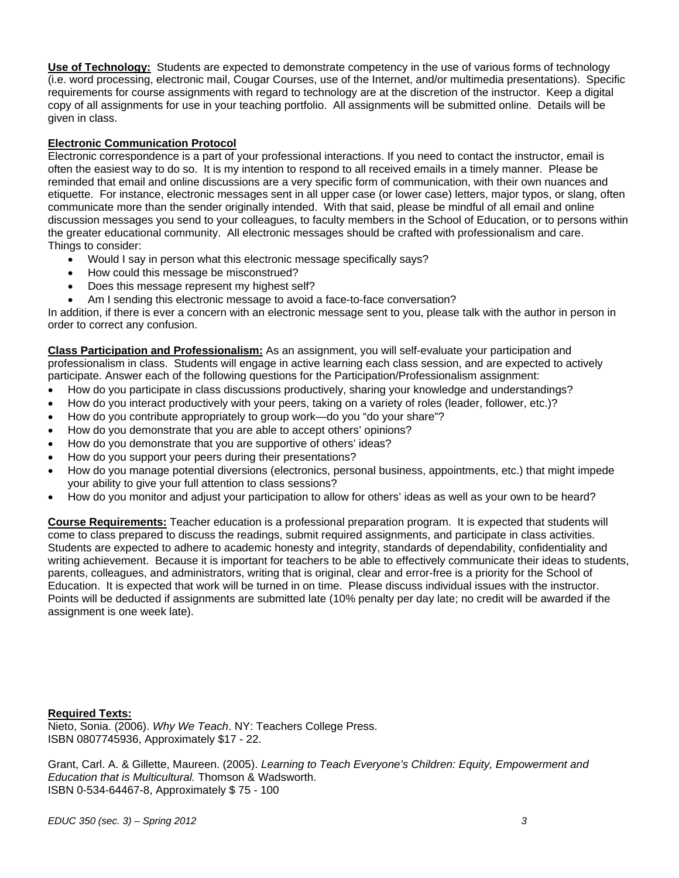**Use of Technology:** Students are expected to demonstrate competency in the use of various forms of technology (i.e. word processing, electronic mail, Cougar Courses, use of the Internet, and/or multimedia presentations). Specific requirements for course assignments with regard to technology are at the discretion of the instructor. Keep a digital copy of all assignments for use in your teaching portfolio. All assignments will be submitted online. Details will be given in class.

**Electronic Communication Protocol**

Electronic correspondence is a part of your professional interactions. If you need to contact the instructor, email is often the easiest way to do so. It is my intention to respond to all received emails in a timely manner. Please be reminded that email and online discussions are a very specific form of communication, with their own nuances and etiquette. For instance, electronic messages sent in all upper case (or lower case) letters, major typos, or slang, often communicate more than the sender originally intended. With that said, please be mindful of all email and online discussion messages you send to your colleagues, to faculty members in the School of Education, or to persons within the greater educational community. All electronic messages should be crafted with professionalism and care.
Things to consider:

- Would I say in person what this electronic message specifically says?
- How could this message be misconstrued?
- Does this message represent my highest self?
- Am I sending this electronic message to avoid a face-to-face conversation?

In addition, if there is ever a concern with an electronic message sent to you, please talk with the author in person in order to correct any confusion.

**Class Participation and Professionalism:** As an assignment, you will self-evaluate your participation and professionalism in class. Students will engage in active learning each class session, and are expected to actively participate. Answer each of the following questions for the Participation/Professionalism assignment:

- How do you participate in class discussions productively, sharing your knowledge and understandings?
- How do you interact productively with your peers, taking on a variety of roles (leader, follower, etc.)?
- How do you contribute appropriately to group work—do you "do your share"?
- How do you demonstrate that you are able to accept others' opinions?
- How do you demonstrate that you are supportive of others' ideas?
- How do you support your peers during their presentations?
- How do you manage potential diversions (electronics, personal business, appointments, etc.) that might impede your ability to give your full attention to class sessions?
- How do you monitor and adjust your participation to allow for others' ideas as well as your own to be heard?

**Course Requirements:** Teacher education is a professional preparation program. It is expected that students will come to class prepared to discuss the readings, submit required assignments, and participate in class activities. Students are expected to adhere to academic honesty and integrity, standards of dependability, confidentiality and writing achievement. Because it is important for teachers to be able to effectively communicate their ideas to students, parents, colleagues, and administrators, writing that is original, clear and error-free is a priority for the School of Education. It is expected that work will be turned in on time. Please discuss individual issues with the instructor. Points will be deducted if assignments are submitted late (10% penalty per day late; no credit will be awarded if the assignment is one week late).

**Required Texts:**

Nieto, Sonia. (2006). *Why We Teach*. NY: Teachers College Press.
ISBN 0807745936, Approximately $17 - 22.

Grant, Carl. A. & Gillette, Maureen. (2005). *Learning to Teach Everyone's Children: Equity, Empowerment and Education that is Multicultural.* Thomson & Wadsworth.
ISBN 0-534-64467-8, Approximately $ 75 - 100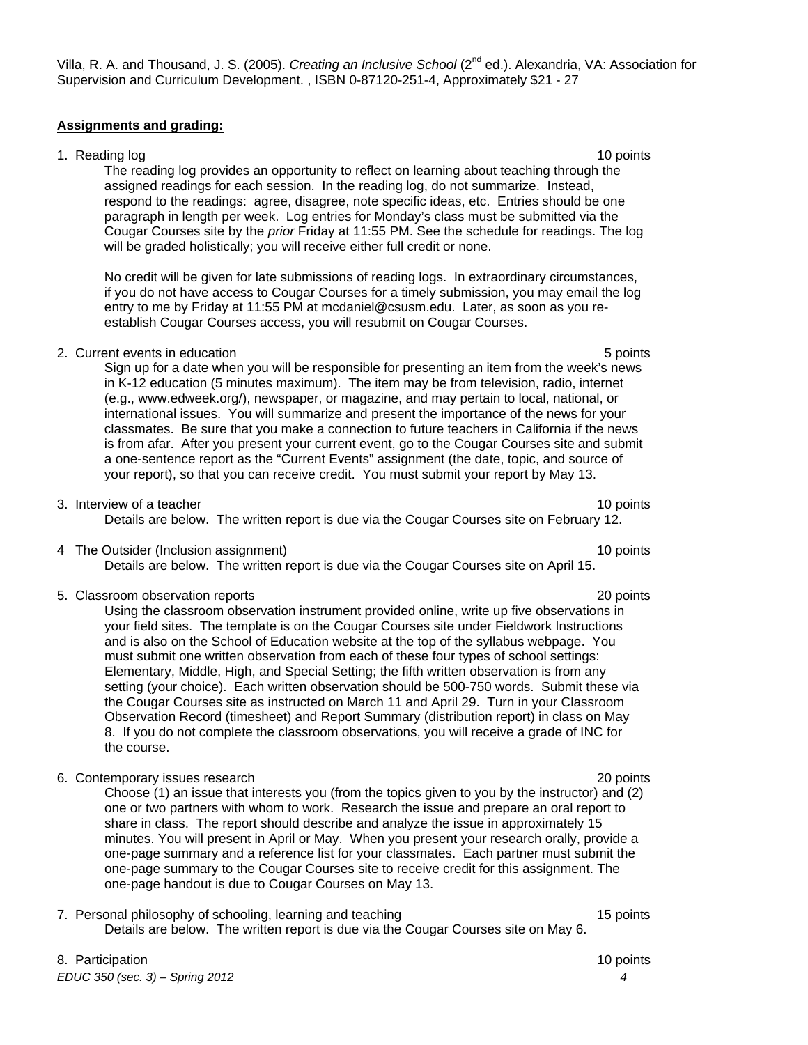Villa, R. A. and Thousand, J. S. (2005). *Creating an Inclusive School* (2nd ed.). Alexandria, VA: Association for Supervision and Curriculum Development. , ISBN 0-87120-251-4, Approximately $21 - 27

**Assignments and grading:**

1. Reading log — 10 points

   The reading log provides an opportunity to reflect on learning about teaching through the assigned readings for each session. In the reading log, do not summarize. Instead, respond to the readings: agree, disagree, note specific ideas, etc. Entries should be one paragraph in length per week. Log entries for Monday's class must be submitted via the Cougar Courses site by the *prior* Friday at 11:55 PM. See the schedule for readings. The log will be graded holistically; you will receive either full credit or none.

   No credit will be given for late submissions of reading logs. In extraordinary circumstances, if you do not have access to Cougar Courses for a timely submission, you may email the log entry to me by Friday at 11:55 PM at mcdaniel@csusm.edu. Later, as soon as you re-establish Cougar Courses access, you will resubmit on Cougar Courses.

2. Current events in education — 5 points

   Sign up for a date when you will be responsible for presenting an item from the week's news in K-12 education (5 minutes maximum). The item may be from television, radio, internet (e.g., www.edweek.org/), newspaper, or magazine, and may pertain to local, national, or international issues. You will summarize and present the importance of the news for your classmates. Be sure that you make a connection to future teachers in California if the news is from afar. After you present your current event, go to the Cougar Courses site and submit a one-sentence report as the "Current Events" assignment (the date, topic, and source of your report), so that you can receive credit. You must submit your report by May 13.

3. Interview of a teacher — 10 points

   Details are below. The written report is due via the Cougar Courses site on February 12.

4. The Outsider (Inclusion assignment) — 10 points

   Details are below. The written report is due via the Cougar Courses site on April 15.

5. Classroom observation reports — 20 points

   Using the classroom observation instrument provided online, write up five observations in your field sites. The template is on the Cougar Courses site under Fieldwork Instructions and is also on the School of Education website at the top of the syllabus webpage. You must submit one written observation from each of these four types of school settings: Elementary, Middle, High, and Special Setting; the fifth written observation is from any setting (your choice). Each written observation should be 500-750 words. Submit these via the Cougar Courses site as instructed on March 11 and April 29. Turn in your Classroom Observation Record (timesheet) and Report Summary (distribution report) in class on May 8. If you do not complete the classroom observations, you will receive a grade of INC for the course.

6. Contemporary issues research — 20 points

   Choose (1) an issue that interests you (from the topics given to you by the instructor) and (2) one or two partners with whom to work. Research the issue and prepare an oral report to share in class. The report should describe and analyze the issue in approximately 15 minutes. You will present in April or May. When you present your research orally, provide a one-page summary and a reference list for your classmates. Each partner must submit the one-page summary to the Cougar Courses site to receive credit for this assignment. The one-page handout is due to Cougar Courses on May 13.

7. Personal philosophy of schooling, learning and teaching — 15 points

   Details are below. The written report is due via the Cougar Courses site on May 6.

8. Participation — 10 points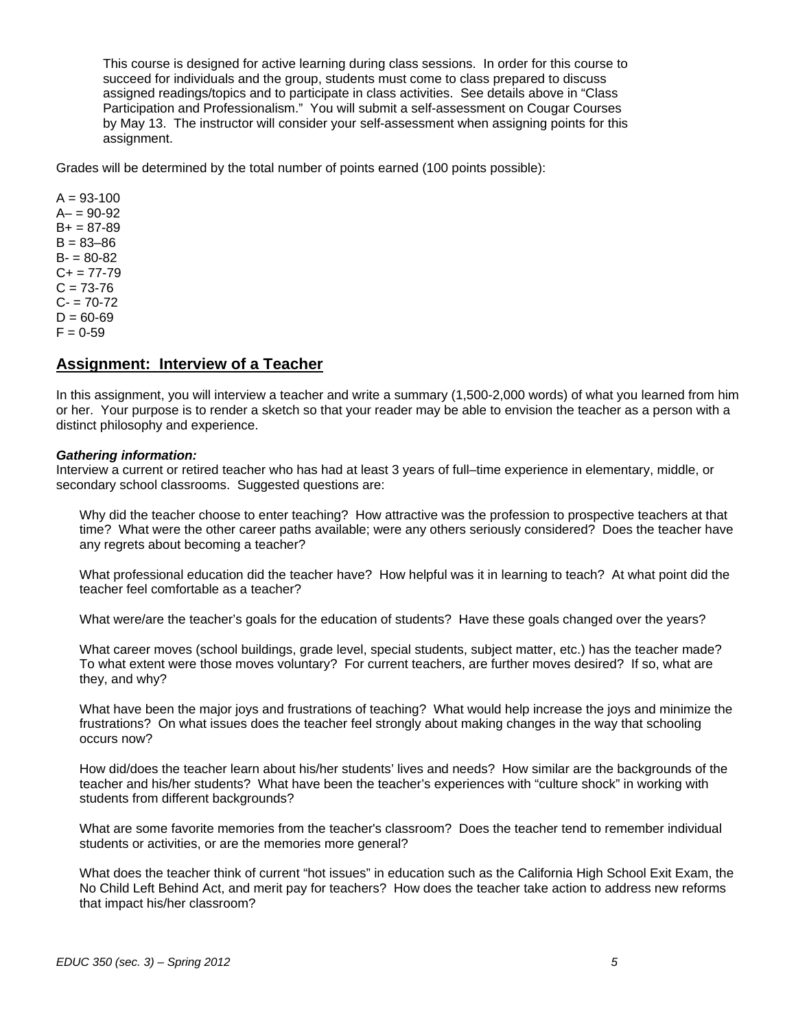This course is designed for active learning during class sessions. In order for this course to succeed for individuals and the group, students must come to class prepared to discuss assigned readings/topics and to participate in class activities. See details above in "Class Participation and Professionalism." You will submit a self-assessment on Cougar Courses by May 13. The instructor will consider your self-assessment when assigning points for this assignment.

Grades will be determined by the total number of points earned (100 points possible):

A = 93-100
A– = 90-92
B+ = 87-89
B = 83–86
B- = 80-82
C+ = 77-79
C = 73-76
C- = 70-72
D = 60-69
F = 0-59

## Assignment: Interview of a Teacher

In this assignment, you will interview a teacher and write a summary (1,500-2,000 words) of what you learned from him or her. Your purpose is to render a sketch so that your reader may be able to envision the teacher as a person with a distinct philosophy and experience.

***Gathering information:***
Interview a current or retired teacher who has had at least 3 years of full–time experience in elementary, middle, or secondary school classrooms. Suggested questions are:

Why did the teacher choose to enter teaching? How attractive was the profession to prospective teachers at that time? What were the other career paths available; were any others seriously considered? Does the teacher have any regrets about becoming a teacher?

What professional education did the teacher have? How helpful was it in learning to teach? At what point did the teacher feel comfortable as a teacher?

What were/are the teacher's goals for the education of students? Have these goals changed over the years?

What career moves (school buildings, grade level, special students, subject matter, etc.) has the teacher made? To what extent were those moves voluntary? For current teachers, are further moves desired? If so, what are they, and why?

What have been the major joys and frustrations of teaching? What would help increase the joys and minimize the frustrations? On what issues does the teacher feel strongly about making changes in the way that schooling occurs now?

How did/does the teacher learn about his/her students' lives and needs? How similar are the backgrounds of the teacher and his/her students? What have been the teacher's experiences with "culture shock" in working with students from different backgrounds?

What are some favorite memories from the teacher's classroom? Does the teacher tend to remember individual students or activities, or are the memories more general?

What does the teacher think of current "hot issues" in education such as the California High School Exit Exam, the No Child Left Behind Act, and merit pay for teachers? How does the teacher take action to address new reforms that impact his/her classroom?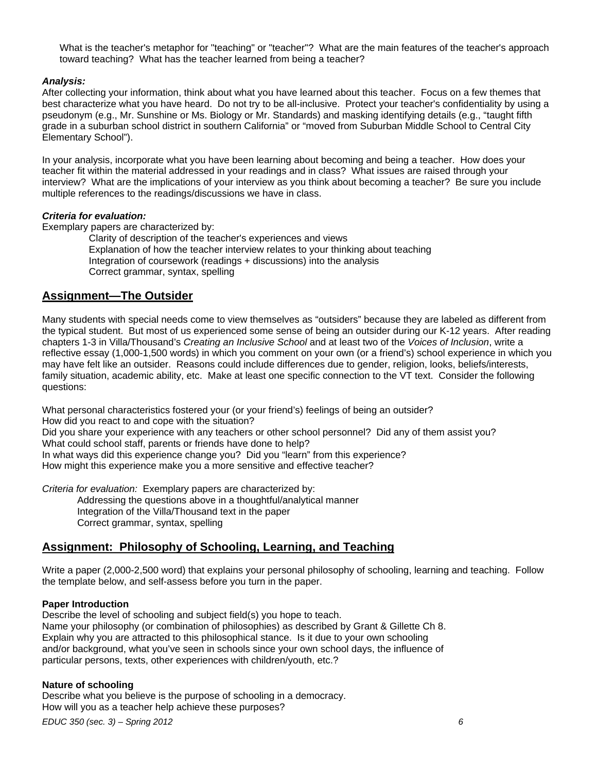What is the teacher's metaphor for "teaching" or "teacher"? What are the main features of the teacher's approach toward teaching? What has the teacher learned from being a teacher?

***Analysis:***
After collecting your information, think about what you have learned about this teacher. Focus on a few themes that best characterize what you have heard. Do not try to be all-inclusive. Protect your teacher's confidentiality by using a pseudonym (e.g., Mr. Sunshine or Ms. Biology or Mr. Standards) and masking identifying details (e.g., "taught fifth grade in a suburban school district in southern California" or "moved from Suburban Middle School to Central City Elementary School").

In your analysis, incorporate what you have been learning about becoming and being a teacher. How does your teacher fit within the material addressed in your readings and in class? What issues are raised through your interview? What are the implications of your interview as you think about becoming a teacher? Be sure you include multiple references to the readings/discussions we have in class.

***Criteria for evaluation:***
Exemplary papers are characterized by:

- Clarity of description of the teacher's experiences and views
- Explanation of how the teacher interview relates to your thinking about teaching
- Integration of coursework (readings + discussions) into the analysis
- Correct grammar, syntax, spelling

## Assignment—The Outsider

Many students with special needs come to view themselves as "outsiders" because they are labeled as different from the typical student. But most of us experienced some sense of being an outsider during our K-12 years. After reading chapters 1-3 in Villa/Thousand's *Creating an Inclusive School* and at least two of the *Voices of Inclusion*, write a reflective essay (1,000-1,500 words) in which you comment on your own (or a friend's) school experience in which you may have felt like an outsider. Reasons could include differences due to gender, religion, looks, beliefs/interests, family situation, academic ability, etc. Make at least one specific connection to the VT text. Consider the following questions:

What personal characteristics fostered your (or your friend's) feelings of being an outsider?
How did you react to and cope with the situation?
Did you share your experience with any teachers or other school personnel? Did any of them assist you?
What could school staff, parents or friends have done to help?
In what ways did this experience change you? Did you "learn" from this experience?
How might this experience make you a more sensitive and effective teacher?

*Criteria for evaluation:* Exemplary papers are characterized by:

- Addressing the questions above in a thoughtful/analytical manner
- Integration of the Villa/Thousand text in the paper
- Correct grammar, syntax, spelling

## Assignment: Philosophy of Schooling, Learning, and Teaching

Write a paper (2,000-2,500 word) that explains your personal philosophy of schooling, learning and teaching. Follow the template below, and self-assess before you turn in the paper.

**Paper Introduction**
Describe the level of schooling and subject field(s) you hope to teach.
Name your philosophy (or combination of philosophies) as described by Grant & Gillette Ch 8.
Explain why you are attracted to this philosophical stance. Is it due to your own schooling and/or background, what you've seen in schools since your own school days, the influence of particular persons, texts, other experiences with children/youth, etc.?

**Nature of schooling**
Describe what you believe is the purpose of schooling in a democracy.
How will you as a teacher help achieve these purposes?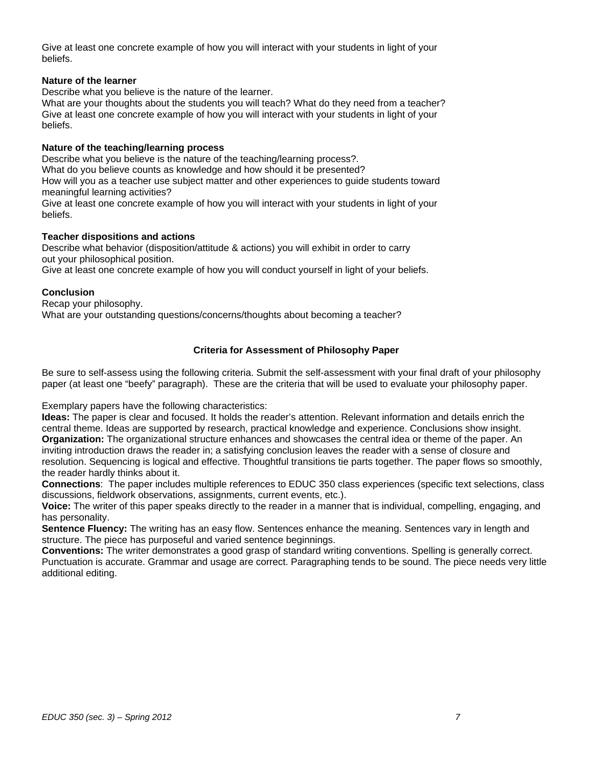Give at least one concrete example of how you will interact with your students in light of your beliefs.

**Nature of the learner**

Describe what you believe is the nature of the learner.
What are your thoughts about the students you will teach? What do they need from a teacher?
Give at least one concrete example of how you will interact with your students in light of your beliefs.

**Nature of the teaching/learning process**

Describe what you believe is the nature of the teaching/learning process?.
What do you believe counts as knowledge and how should it be presented?
How will you as a teacher use subject matter and other experiences to guide students toward meaningful learning activities?
Give at least one concrete example of how you will interact with your students in light of your beliefs.

**Teacher dispositions and actions**

Describe what behavior (disposition/attitude & actions) you will exhibit in order to carry out your philosophical position.
Give at least one concrete example of how you will conduct yourself in light of your beliefs.

**Conclusion**

Recap your philosophy.
What are your outstanding questions/concerns/thoughts about becoming a teacher?

### Criteria for Assessment of Philosophy Paper

Be sure to self-assess using the following criteria. Submit the self-assessment with your final draft of your philosophy paper (at least one "beefy" paragraph). These are the criteria that will be used to evaluate your philosophy paper.

Exemplary papers have the following characteristics:

**Ideas:** The paper is clear and focused. It holds the reader's attention. Relevant information and details enrich the central theme. Ideas are supported by research, practical knowledge and experience. Conclusions show insight.

**Organization:** The organizational structure enhances and showcases the central idea or theme of the paper. An inviting introduction draws the reader in; a satisfying conclusion leaves the reader with a sense of closure and resolution. Sequencing is logical and effective. Thoughtful transitions tie parts together. The paper flows so smoothly, the reader hardly thinks about it.

**Connections**: The paper includes multiple references to EDUC 350 class experiences (specific text selections, class discussions, fieldwork observations, assignments, current events, etc.).

**Voice:** The writer of this paper speaks directly to the reader in a manner that is individual, compelling, engaging, and has personality.

**Sentence Fluency:** The writing has an easy flow. Sentences enhance the meaning. Sentences vary in length and structure. The piece has purposeful and varied sentence beginnings.

**Conventions:** The writer demonstrates a good grasp of standard writing conventions. Spelling is generally correct. Punctuation is accurate. Grammar and usage are correct. Paragraphing tends to be sound. The piece needs very little additional editing.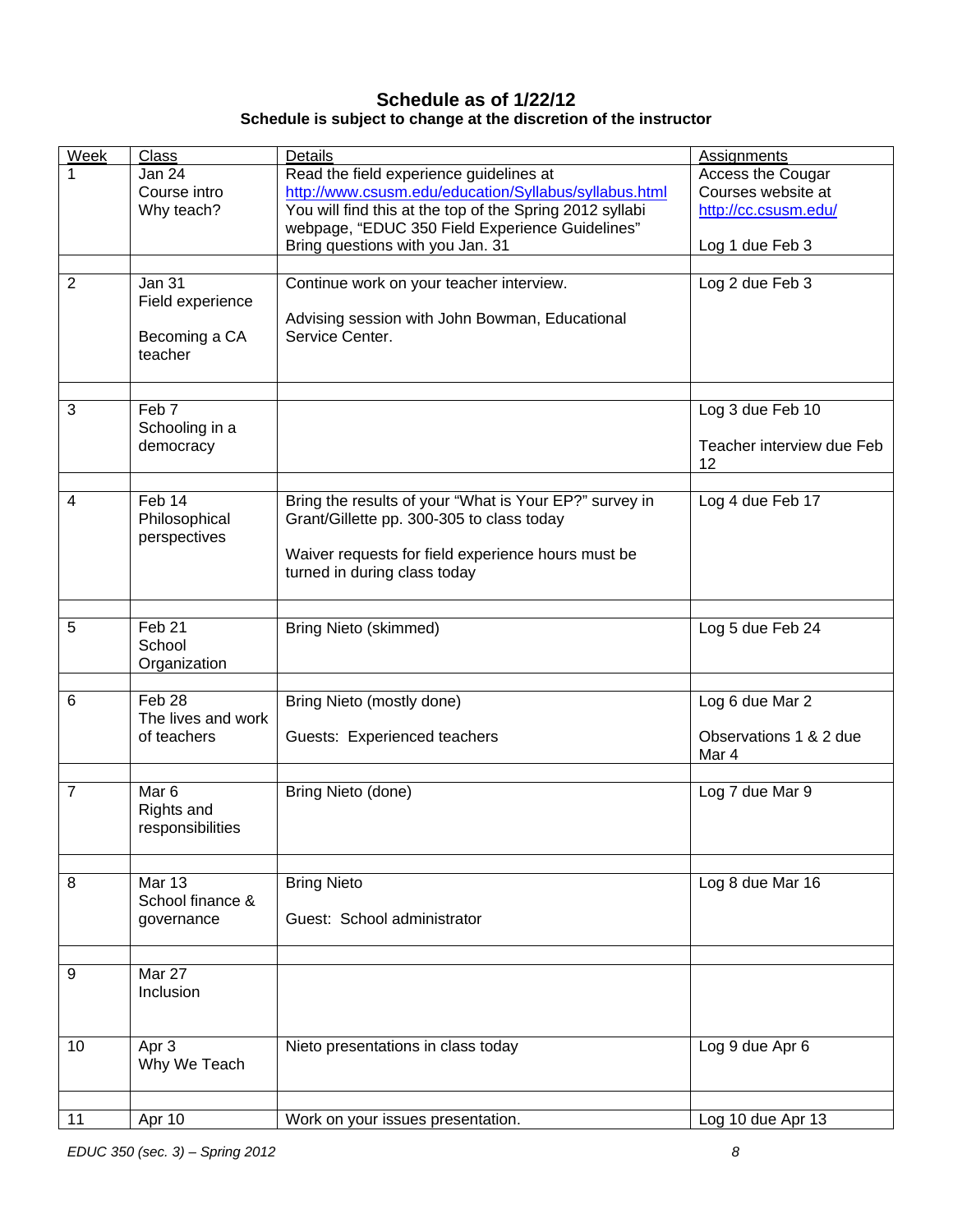### Schedule as of 1/22/12

**Schedule is subject to change at the discretion of the instructor**

| Week | Class | Details | Assignments |
| --- | --- | --- | --- |
| 1 | Jan 24<br>Course intro<br>Why teach? | Read the field experience guidelines at http://www.csusm.edu/education/Syllabus/syllabus.html You will find this at the top of the Spring 2012 syllabi webpage, "EDUC 350 Field Experience Guidelines"<br>Bring questions with you Jan. 31 | Access the Cougar Courses website at http://cc.csusm.edu/<br><br>Log 1 due Feb 3 |
| | | | |
| 2 | Jan 31<br>Field experience<br><br>Becoming a CA teacher | Continue work on your teacher interview.<br><br>Advising session with John Bowman, Educational Service Center. | Log 2 due Feb 3 |
| | | | |
| 3 | Feb 7<br>Schooling in a democracy | | Log 3 due Feb 10<br><br>Teacher interview due Feb 12 |
| | | | |
| 4 | Feb 14<br>Philosophical perspectives | Bring the results of your "What is Your EP?" survey in Grant/Gillette pp. 300-305 to class today<br><br>Waiver requests for field experience hours must be turned in during class today | Log 4 due Feb 17 |
| | | | |
| 5 | Feb 21<br>School Organization | Bring Nieto (skimmed) | Log 5 due Feb 24 |
| | | | |
| 6 | Feb 28<br>The lives and work of teachers | Bring Nieto (mostly done)<br><br>Guests: Experienced teachers | Log 6 due Mar 2<br><br>Observations 1 & 2 due Mar 4 |
| | | | |
| 7 | Mar 6<br>Rights and responsibilities | Bring Nieto (done) | Log 7 due Mar 9 |
| | | | |
| 8 | Mar 13<br>School finance & governance | Bring Nieto<br><br>Guest: School administrator | Log 8 due Mar 16 |
| | | | |
| 9 | Mar 27<br>Inclusion | | |
| 10 | Apr 3<br>Why We Teach | Nieto presentations in class today | Log 9 due Apr 6 |
| | | | |
| 11 | Apr 10 | Work on your issues presentation. | Log 10 due Apr 13 |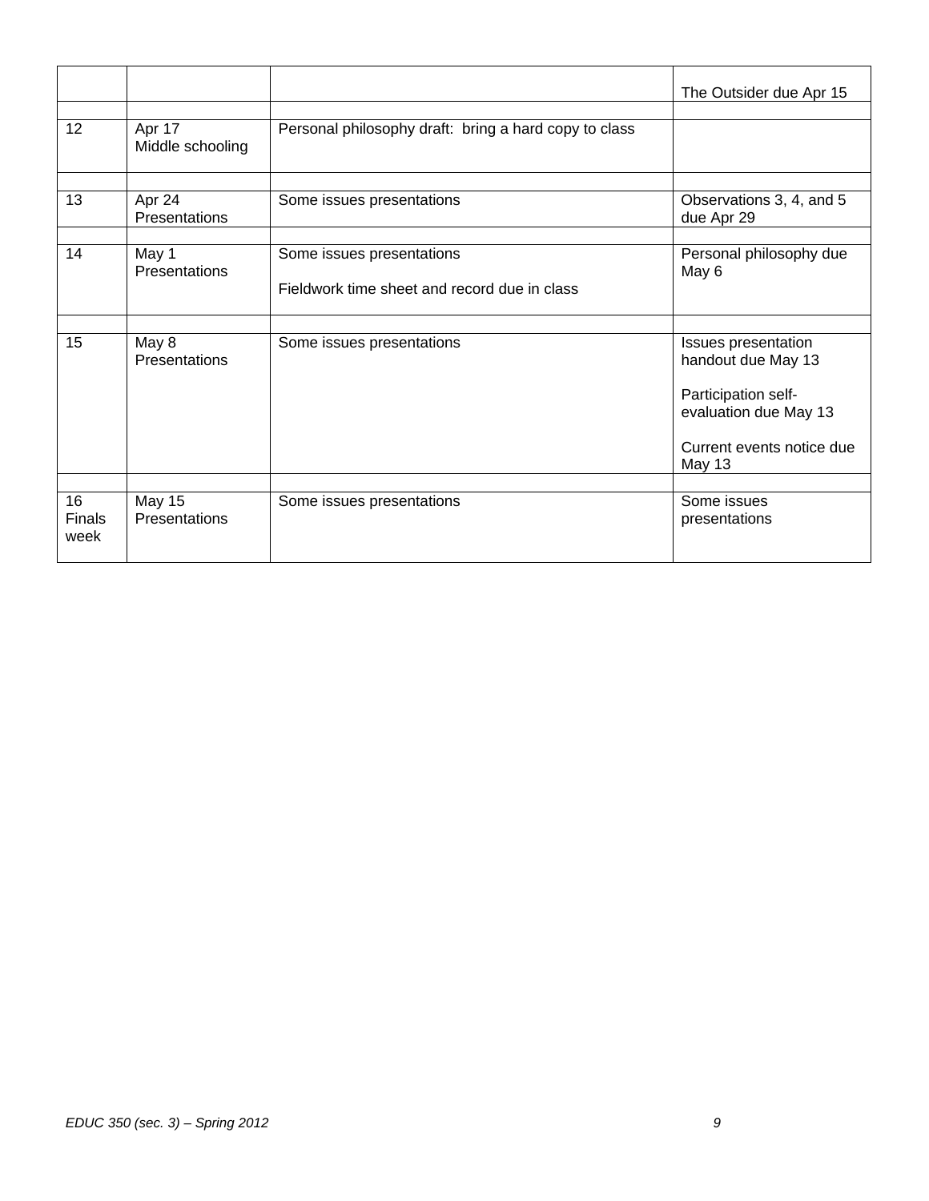| | | | |
|---|---|---|---|
| | | | The Outsider due Apr 15 |
| | | | |
| 12 | Apr 17<br>Middle schooling | Personal philosophy draft:  bring a hard copy to class | |
| | | | |
| 13 | Apr 24<br>Presentations | Some issues presentations | Observations 3, 4, and 5 due Apr 29 |
| | | | |
| 14 | May 1<br>Presentations | Some issues presentations<br><br>Fieldwork time sheet and record due in class | Personal philosophy due May 6 |
| | | | |
| 15 | May 8<br>Presentations | Some issues presentations | Issues presentation handout due May 13<br><br>Participation self-evaluation due May 13<br><br>Current events notice due May 13 |
| | | | |
| 16<br>Finals week | May 15<br>Presentations | Some issues presentations | Some issues presentations |